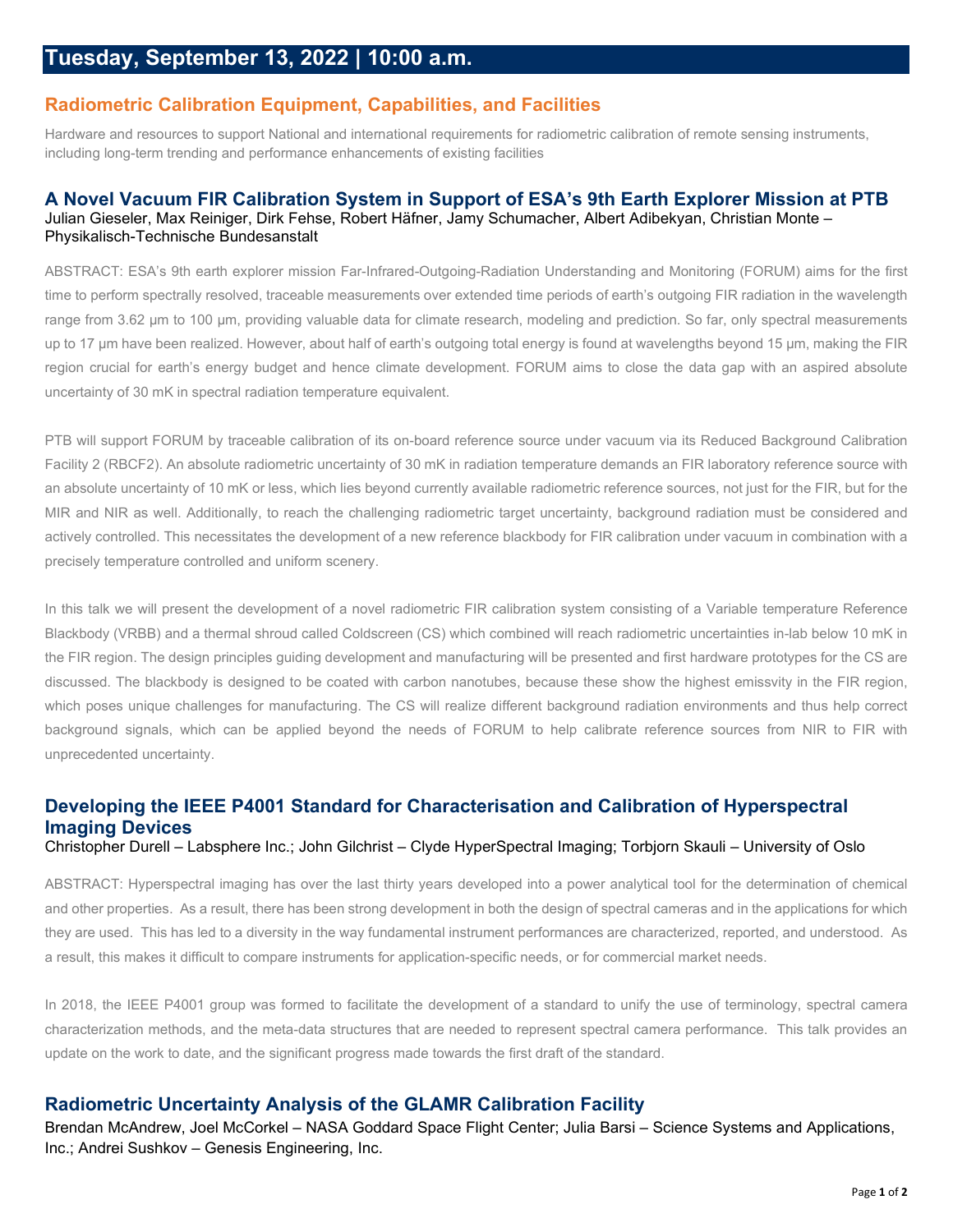# Tuesday, September 13, 2022 | 10:00 a.m.

## Radiometric Calibration Equipment, Capabilities, and Facilities

Hardware and resources to support National and international requirements for radiometric calibration of remote sensing instruments, including long-term trending and performance enhancements of existing facilities

### A Novel Vacuum FIR Calibration System in Support of ESA's 9th Earth Explorer Mission at PTB

Julian Gieseler, Max Reiniger, Dirk Fehse, Robert Häfner, Jamy Schumacher, Albert Adibekyan, Christian Monte – Physikalisch-Technische Bundesanstalt

ABSTRACT: ESA's 9th earth explorer mission Far-Infrared-Outgoing-Radiation Understanding and Monitoring (FORUM) aims for the first time to perform spectrally resolved, traceable measurements over extended time periods of earth's outgoing FIR radiation in the wavelength range from 3.62 µm to 100 µm, providing valuable data for climate research, modeling and prediction. So far, only spectral measurements up to 17 µm have been realized. However, about half of earth's outgoing total energy is found at wavelengths beyond 15 µm, making the FIR region crucial for earth's energy budget and hence climate development. FORUM aims to close the data gap with an aspired absolute uncertainty of 30 mK in spectral radiation temperature equivalent.

PTB will support FORUM by traceable calibration of its on-board reference source under vacuum via its Reduced Background Calibration Facility 2 (RBCF2). An absolute radiometric uncertainty of 30 mK in radiation temperature demands an FIR laboratory reference source with an absolute uncertainty of 10 mK or less, which lies beyond currently available radiometric reference sources, not just for the FIR, but for the MIR and NIR as well. Additionally, to reach the challenging radiometric target uncertainty, background radiation must be considered and actively controlled. This necessitates the development of a new reference blackbody for FIR calibration under vacuum in combination with a precisely temperature controlled and uniform scenery.

In this talk we will present the development of a novel radiometric FIR calibration system consisting of a Variable temperature Reference Blackbody (VRBB) and a thermal shroud called Coldscreen (CS) which combined will reach radiometric uncertainties in-lab below 10 mK in the FIR region. The design principles guiding development and manufacturing will be presented and first hardware prototypes for the CS are discussed. The blackbody is designed to be coated with carbon nanotubes, because these show the highest emissvity in the FIR region, which poses unique challenges for manufacturing. The CS will realize different background radiation environments and thus help correct background signals, which can be applied beyond the needs of FORUM to help calibrate reference sources from NIR to FIR with unprecedented uncertainty.

### Developing the IEEE P4001 Standard for Characterisation and Calibration of Hyperspectral Imaging Devices

Christopher Durell – Labsphere Inc.; John Gilchrist – Clyde HyperSpectral Imaging; Torbjorn Skauli – University of Oslo

ABSTRACT: Hyperspectral imaging has over the last thirty years developed into a power analytical tool for the determination of chemical and other properties. As a result, there has been strong development in both the design of spectral cameras and in the applications for which they are used. This has led to a diversity in the way fundamental instrument performances are characterized, reported, and understood. As a result, this makes it difficult to compare instruments for application-specific needs, or for commercial market needs.

In 2018, the IEEE P4001 group was formed to facilitate the development of a standard to unify the use of terminology, spectral camera characterization methods, and the meta-data structures that are needed to represent spectral camera performance. This talk provides an update on the work to date, and the significant progress made towards the first draft of the standard.

### Radiometric Uncertainty Analysis of the GLAMR Calibration Facility

Brendan McAndrew, Joel McCorkel – NASA Goddard Space Flight Center; Julia Barsi – Science Systems and Applications, Inc.; Andrei Sushkov – Genesis Engineering, Inc.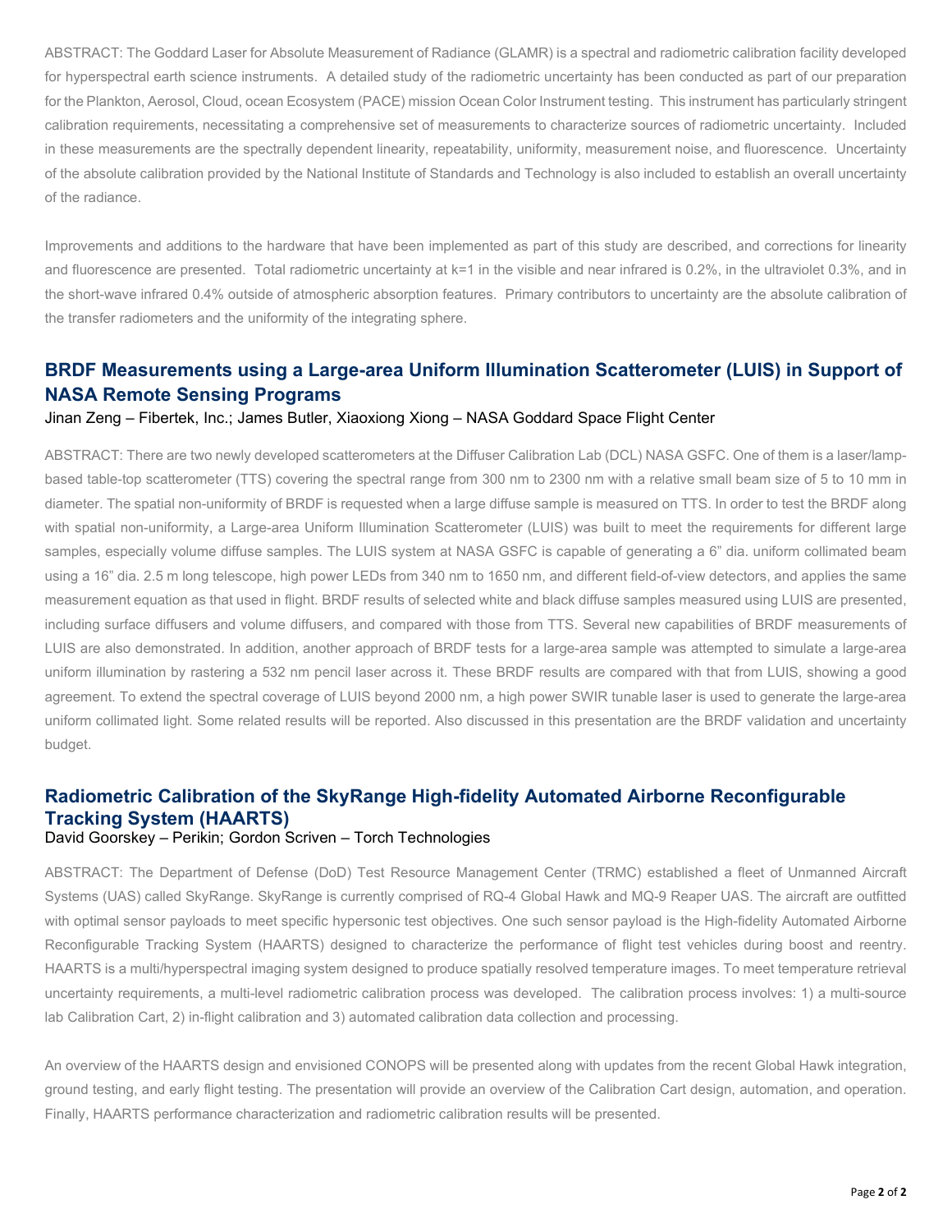ABSTRACT: The Goddard Laser for Absolute Measurement of Radiance (GLAMR) is a spectral and radiometric calibration facility developed for hyperspectral earth science instruments. A detailed study of the radiometric uncertainty has been conducted as part of our preparation for the Plankton, Aerosol, Cloud, ocean Ecosystem (PACE) mission Ocean Color Instrument testing. This instrument has particularly stringent calibration requirements, necessitating a comprehensive set of measurements to characterize sources of radiometric uncertainty. Included in these measurements are the spectrally dependent linearity, repeatability, uniformity, measurement noise, and fluorescence. Uncertainty of the absolute calibration provided by the National Institute of Standards and Technology is also included to establish an overall uncertainty of the radiance.

Improvements and additions to the hardware that have been implemented as part of this study are described, and corrections for linearity and fluorescence are presented. Total radiometric uncertainty at k=1 in the visible and near infrared is 0.2%, in the ultraviolet 0.3%, and in the short-wave infrared 0.4% outside of atmospheric absorption features. Primary contributors to uncertainty are the absolute calibration of the transfer radiometers and the uniformity of the integrating sphere.

## BRDF Measurements using a Large-area Uniform Illumination Scatterometer (LUIS) in Support of NASA Remote Sensing Programs

Jinan Zeng – Fibertek, Inc.; James Butler, Xiaoxiong Xiong – NASA Goddard Space Flight Center

ABSTRACT: There are two newly developed scatterometers at the Diffuser Calibration Lab (DCL) NASA GSFC. One of them is a laser/lamp-based table-top scatterometer (TTS) covering the spectral range from 300 nm to 2300 nm with a relative small beam size of 5 to 10 mm in diameter. The spatial non-uniformity of BRDF is requested when a large diffuse sample is measured on TTS. In order to test the BRDF along with spatial non-uniformity, a Large-area Uniform Illumination Scatterometer (LUIS) was built to meet the requirements for different large samples, especially volume diffuse samples. The LUIS system at NASA GSFC is capable of generating a 6" dia. uniform collimated beam using a 16" dia. 2.5 m long telescope, high power LEDs from 340 nm to 1650 nm, and different field-of-view detectors, and applies the same measurement equation as that used in flight. BRDF results of selected white and black diffuse samples measured using LUIS are presented, including surface diffusers and volume diffusers, and compared with those from TTS. Several new capabilities of BRDF measurements of LUIS are also demonstrated. In addition, another approach of BRDF tests for a large-area sample was attempted to simulate a large-area uniform illumination by rastering a 532 nm pencil laser across it. These BRDF results are compared with that from LUIS, showing a good agreement. To extend the spectral coverage of LUIS beyond 2000 nm, a high power SWIR tunable laser is used to generate the large-area uniform collimated light. Some related results will be reported. Also discussed in this presentation are the BRDF validation and uncertainty budget.

## Radiometric Calibration of the SkyRange High-fidelity Automated Airborne Reconfigurable Tracking System (HAARTS)

David Goorskey – Perikin; Gordon Scriven – Torch Technologies

ABSTRACT: The Department of Defense (DoD) Test Resource Management Center (TRMC) established a fleet of Unmanned Aircraft Systems (UAS) called SkyRange. SkyRange is currently comprised of RQ-4 Global Hawk and MQ-9 Reaper UAS. The aircraft are outfitted with optimal sensor payloads to meet specific hypersonic test objectives. One such sensor payload is the High-fidelity Automated Airborne Reconfigurable Tracking System (HAARTS) designed to characterize the performance of flight test vehicles during boost and reentry. HAARTS is a multi/hyperspectral imaging system designed to produce spatially resolved temperature images. To meet temperature retrieval uncertainty requirements, a multi-level radiometric calibration process was developed. The calibration process involves: 1) a multi-source lab Calibration Cart, 2) in-flight calibration and 3) automated calibration data collection and processing.

An overview of the HAARTS design and envisioned CONOPS will be presented along with updates from the recent Global Hawk integration, ground testing, and early flight testing. The presentation will provide an overview of the Calibration Cart design, automation, and operation. Finally, HAARTS performance characterization and radiometric calibration results will be presented.